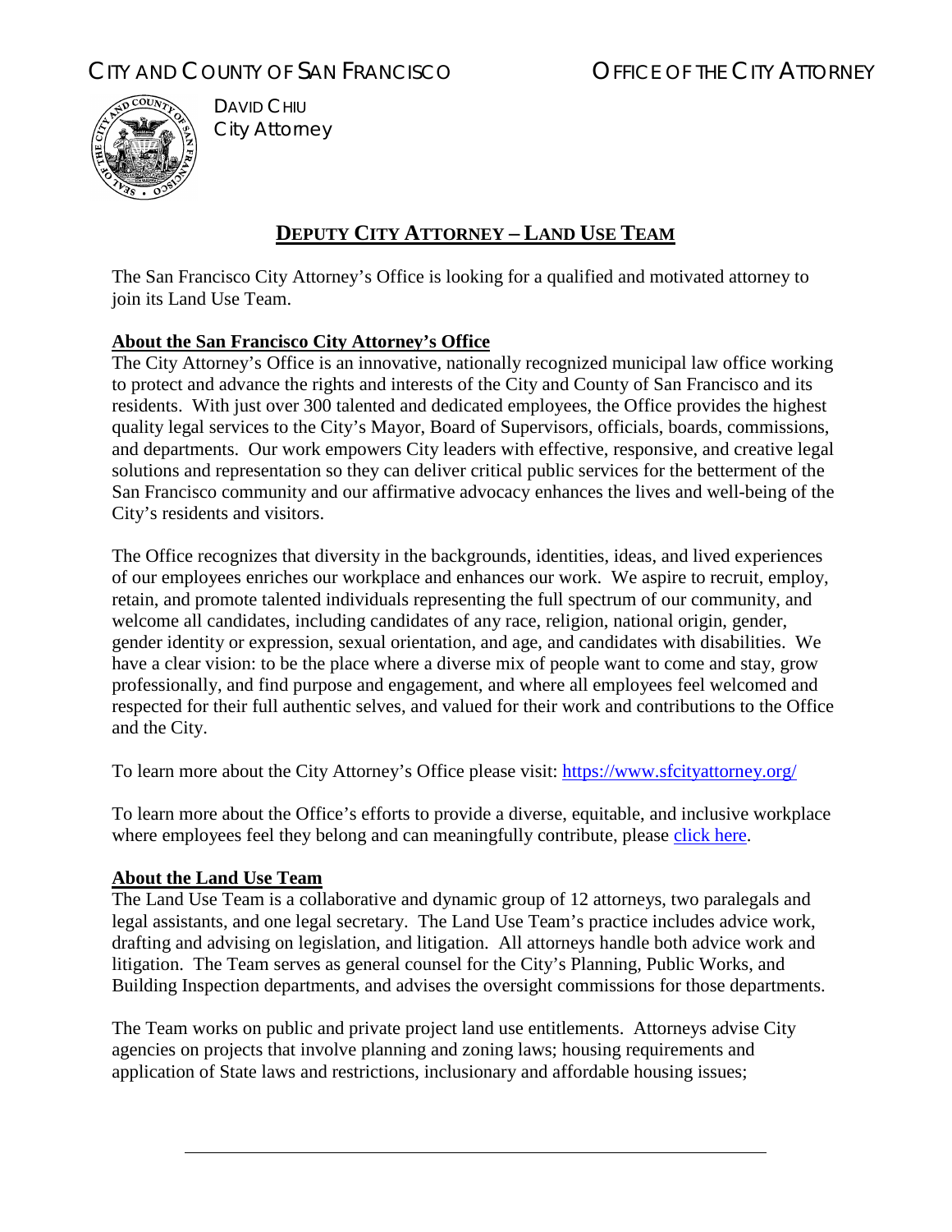CITY AND COUNTY OF SAN FRANCISCO OFFICE OF THE CITY ATTORNEY

DAVID CHIU
City Attorney

# DEPUTY CITY ATTORNEY – LAND USE TEAM

The San Francisco City Attorney's Office is looking for a qualified and motivated attorney to join its Land Use Team.

## About the San Francisco City Attorney's Office

The City Attorney's Office is an innovative, nationally recognized municipal law office working to protect and advance the rights and interests of the City and County of San Francisco and its residents. With just over 300 talented and dedicated employees, the Office provides the highest quality legal services to the City's Mayor, Board of Supervisors, officials, boards, commissions, and departments. Our work empowers City leaders with effective, responsive, and creative legal solutions and representation so they can deliver critical public services for the betterment of the San Francisco community and our affirmative advocacy enhances the lives and well-being of the City's residents and visitors.

The Office recognizes that diversity in the backgrounds, identities, ideas, and lived experiences of our employees enriches our workplace and enhances our work. We aspire to recruit, employ, retain, and promote talented individuals representing the full spectrum of our community, and welcome all candidates, including candidates of any race, religion, national origin, gender, gender identity or expression, sexual orientation, and age, and candidates with disabilities. We have a clear vision: to be the place where a diverse mix of people want to come and stay, grow professionally, and find purpose and engagement, and where all employees feel welcomed and respected for their full authentic selves, and valued for their work and contributions to the Office and the City.

To learn more about the City Attorney's Office please visit: https://www.sfcityattorney.org/

To learn more about the Office's efforts to provide a diverse, equitable, and inclusive workplace where employees feel they belong and can meaningfully contribute, please click here.

## About the Land Use Team

The Land Use Team is a collaborative and dynamic group of 12 attorneys, two paralegals and legal assistants, and one legal secretary. The Land Use Team's practice includes advice work, drafting and advising on legislation, and litigation. All attorneys handle both advice work and litigation. The Team serves as general counsel for the City's Planning, Public Works, and Building Inspection departments, and advises the oversight commissions for those departments.

The Team works on public and private project land use entitlements. Attorneys advise City agencies on projects that involve planning and zoning laws; housing requirements and application of State laws and restrictions, inclusionary and affordable housing issues;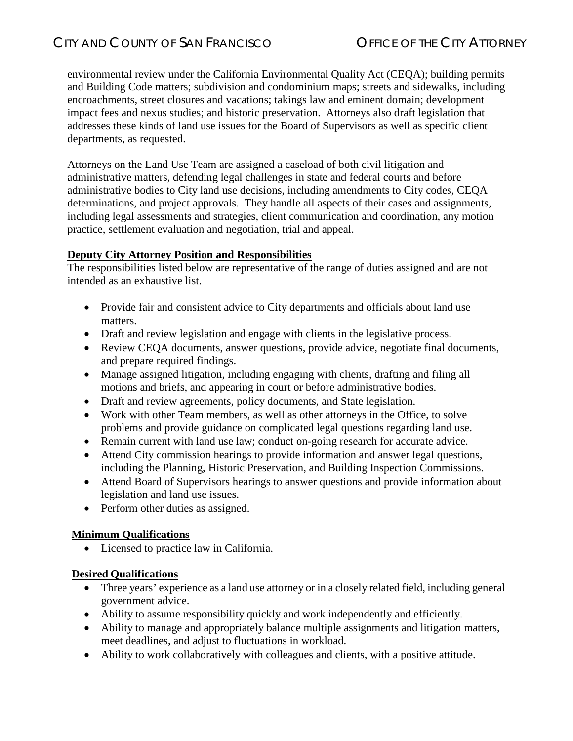environmental review under the California Environmental Quality Act (CEQA); building permits and Building Code matters; subdivision and condominium maps; streets and sidewalks, including encroachments, street closures and vacations; takings law and eminent domain; development impact fees and nexus studies; and historic preservation. Attorneys also draft legislation that addresses these kinds of land use issues for the Board of Supervisors as well as specific client departments, as requested.

Attorneys on the Land Use Team are assigned a caseload of both civil litigation and administrative matters, defending legal challenges in state and federal courts and before administrative bodies to City land use decisions, including amendments to City codes, CEQA determinations, and project approvals. They handle all aspects of their cases and assignments, including legal assessments and strategies, client communication and coordination, any motion practice, settlement evaluation and negotiation, trial and appeal.

**Deputy City Attorney Position and Responsibilities**

The responsibilities listed below are representative of the range of duties assigned and are not intended as an exhaustive list.

- Provide fair and consistent advice to City departments and officials about land use matters.
- Draft and review legislation and engage with clients in the legislative process.
- Review CEQA documents, answer questions, provide advice, negotiate final documents, and prepare required findings.
- Manage assigned litigation, including engaging with clients, drafting and filing all motions and briefs, and appearing in court or before administrative bodies.
- Draft and review agreements, policy documents, and State legislation.
- Work with other Team members, as well as other attorneys in the Office, to solve problems and provide guidance on complicated legal questions regarding land use.
- Remain current with land use law; conduct on-going research for accurate advice.
- Attend City commission hearings to provide information and answer legal questions, including the Planning, Historic Preservation, and Building Inspection Commissions.
- Attend Board of Supervisors hearings to answer questions and provide information about legislation and land use issues.
- Perform other duties as assigned.

**Minimum Qualifications**

- Licensed to practice law in California.

**Desired Qualifications**

- Three years' experience as a land use attorney or in a closely related field, including general government advice.
- Ability to assume responsibility quickly and work independently and efficiently.
- Ability to manage and appropriately balance multiple assignments and litigation matters, meet deadlines, and adjust to fluctuations in workload.
- Ability to work collaboratively with colleagues and clients, with a positive attitude.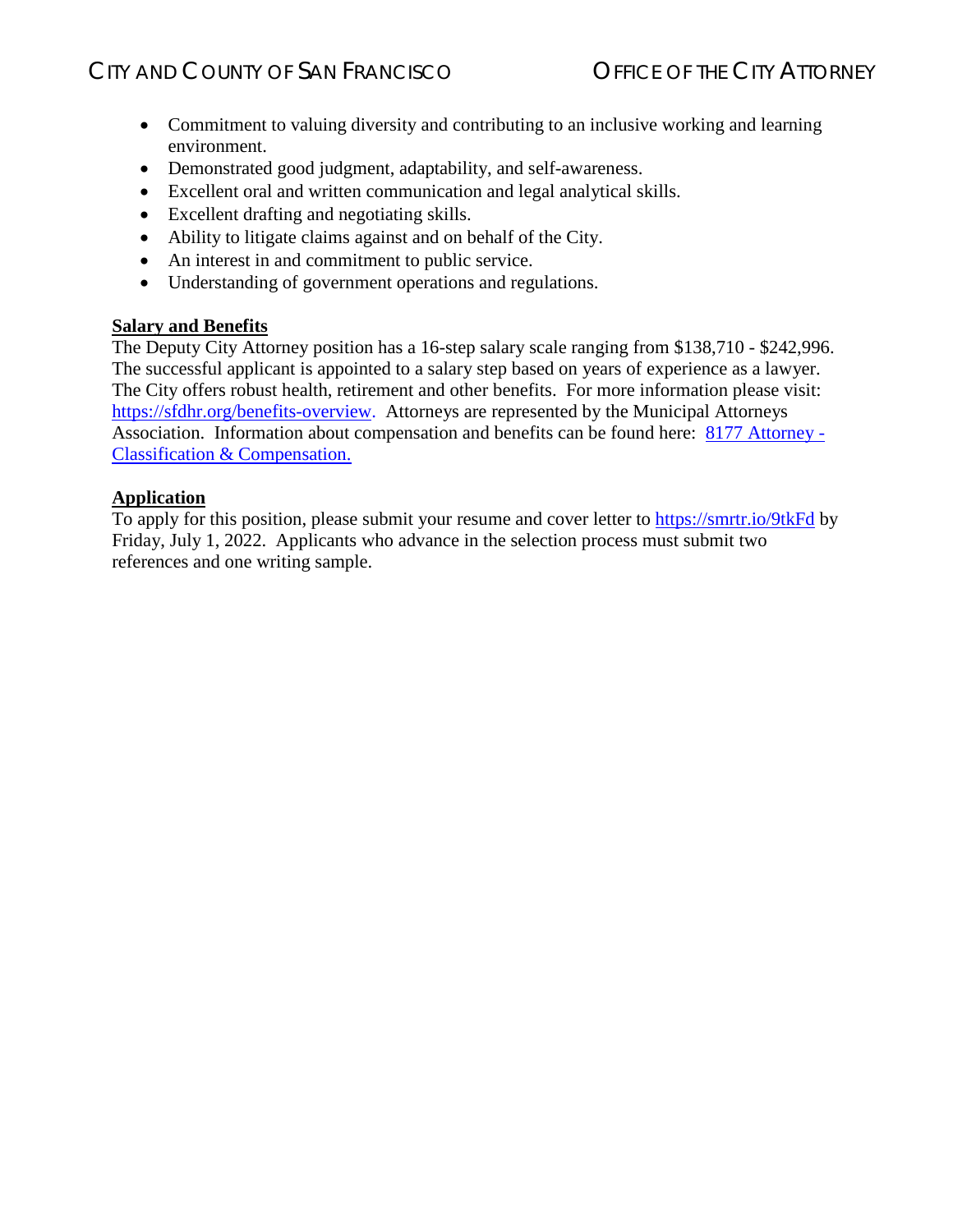- Commitment to valuing diversity and contributing to an inclusive working and learning environment.
- Demonstrated good judgment, adaptability, and self-awareness.
- Excellent oral and written communication and legal analytical skills.
- Excellent drafting and negotiating skills.
- Ability to litigate claims against and on behalf of the City.
- An interest in and commitment to public service.
- Understanding of government operations and regulations.

**Salary and Benefits**

The Deputy City Attorney position has a 16-step salary scale ranging from $138,710 - $242,996. The successful applicant is appointed to a salary step based on years of experience as a lawyer. The City offers robust health, retirement and other benefits. For more information please visit: https://sfdhr.org/benefits-overview. Attorneys are represented by the Municipal Attorneys Association. Information about compensation and benefits can be found here: 8177 Attorney - Classification & Compensation.

**Application**

To apply for this position, please submit your resume and cover letter to https://smrtr.io/9tkFd by Friday, July 1, 2022. Applicants who advance in the selection process must submit two references and one writing sample.